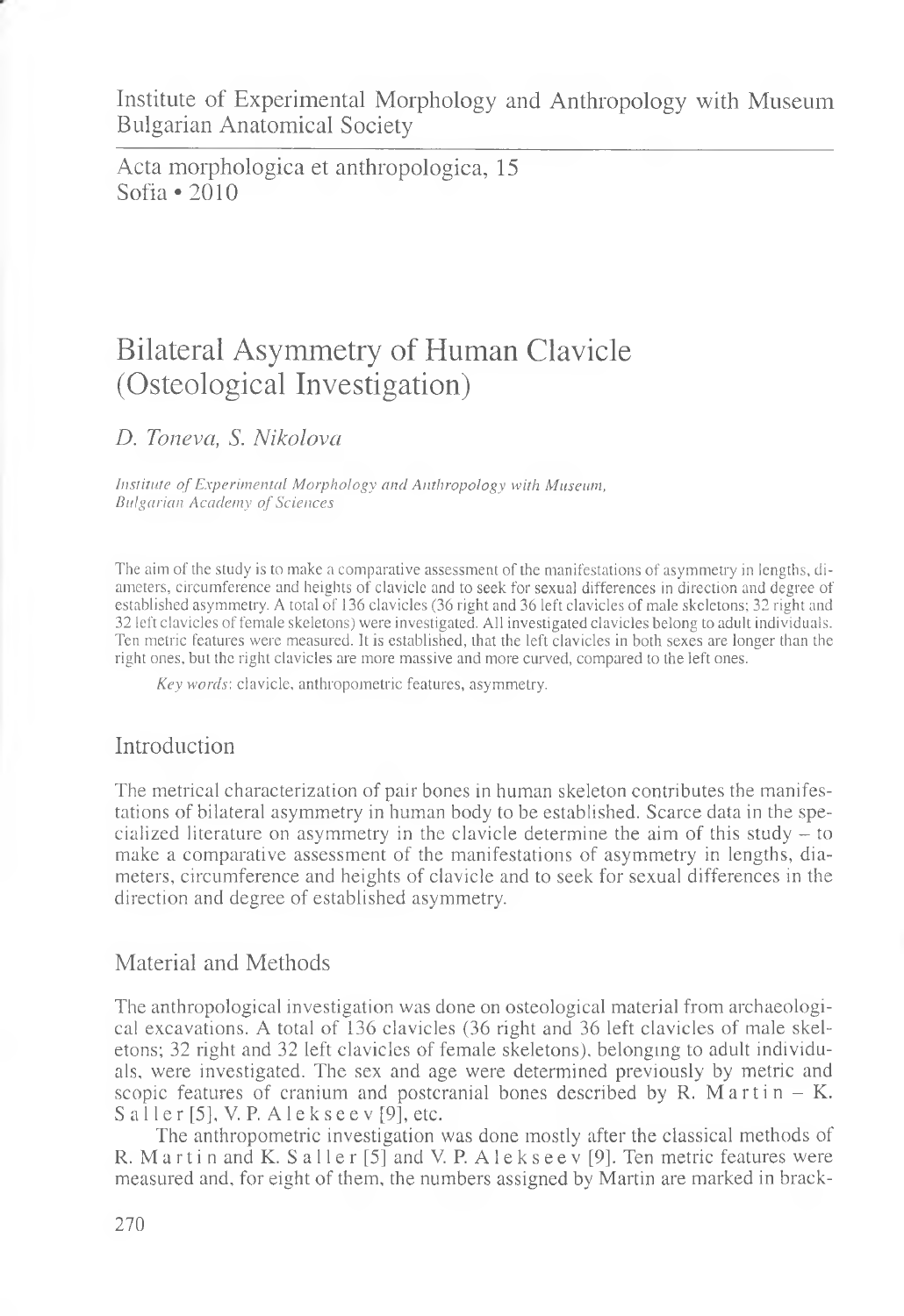Institute of Experimental Morphology and Anthropology with Museum
Bulgarian Anatomical Society

Acta morphologica et anthropologica, 15
Sofia • 2010

# Bilateral Asymmetry of Human Clavicle (Osteological Investigation)

*D. Toneva, S. Nikolova*

*Institute of Experimental Morphology and Anthropology with Museum, Bulgarian Academy of Sciences*

The aim of the study is to make a comparative assessment of the manifestations of asymmetry in lengths, diameters, circumference and heights of clavicle and to seek for sexual differences in direction and degree of established asymmetry. A total of 136 clavicles (36 right and 36 left clavicles of male skeletons; 32 right and 32 left clavicles of female skeletons) were investigated. All investigated clavicles belong to adult individuals. Ten metric features were measured. It is established, that the left clavicles in both sexes are longer than the right ones, but the right clavicles are more massive and more curved, compared to the left ones.

*Key words*: clavicle, anthropometric features, asymmetry.

## Introduction

The metrical characterization of pair bones in human skeleton contributes the manifestations of bilateral asymmetry in human body to be established. Scarce data in the specialized literature on asymmetry in the clavicle determine the aim of this study – to make a comparative assessment of the manifestations of asymmetry in lengths, diameters, circumference and heights of clavicle and to seek for sexual differences in the direction and degree of established asymmetry.

## Material and Methods

The anthropological investigation was done on osteological material from archaeological excavations. A total of 136 clavicles (36 right and 36 left clavicles of male skeletons; 32 right and 32 left clavicles of female skeletons), belonging to adult individuals, were investigated. The sex and age were determined previously by metric and scopic features of cranium and postcranial bones described by R. Martin – K. Saller [5], V. P. Alekseev [9], etc.

The anthropometric investigation was done mostly after the classical methods of R. Martin and K. Saller [5] and V. P. Alekseev [9]. Ten metric features were measured and, for eight of them, the numbers assigned by Martin are marked in brack-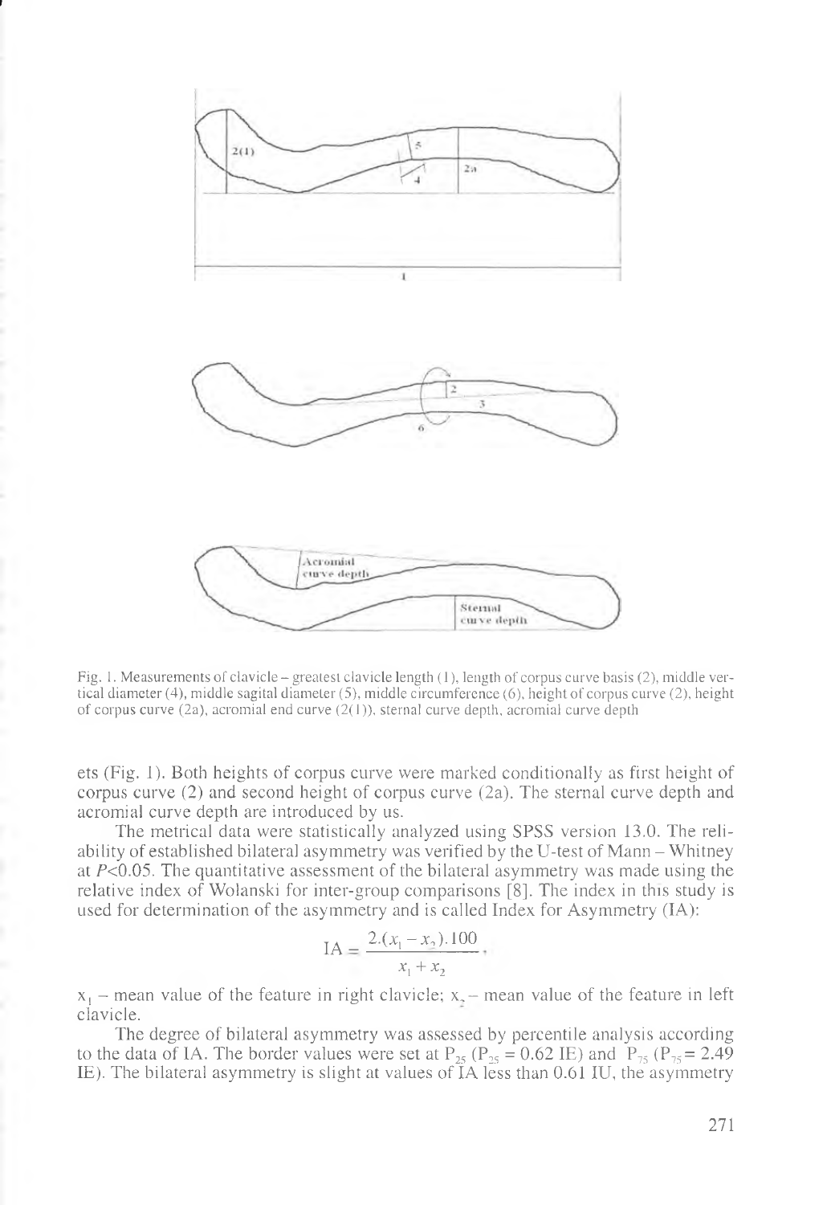Fig. 1. Measurements of clavicle – greatest clavicle length (1), length of corpus curve basis (2), middle vertical diameter (4), middle sagital diameter (5), middle circumference (6), height of corpus curve (2), height of corpus curve (2a), acromial end curve (2(1)), sternal curve depth, acromial curve depth

ets (Fig. 1). Both heights of corpus curve were marked conditionally as first height of corpus curve (2) and second height of corpus curve (2a). The sternal curve depth and acromial curve depth are introduced by us.

The metrical data were statistically analyzed using SPSS version 13.0. The reliability of established bilateral asymmetry was verified by the U-test of Mann – Whitney at $P<0.05$. The quantitative assessment of the bilateral asymmetry was made using the relative index of Wolanski for inter-group comparisons [8]. The index in this study is used for determination of the asymmetry and is called Index for Asymmetry (IA):

$$\text{IA} = \frac{2.(x_1 - x_2).100}{x_1 + x_2},$$

$x_1$ – mean value of the feature in right clavicle; $x_2$ – mean value of the feature in left clavicle.

The degree of bilateral asymmetry was assessed by percentile analysis according to the data of IA. The border values were set at $P_{25}$ ($P_{25} = 0.62$ IE) and $P_{75}$ ($P_{75} = 2.49$ IE). The bilateral asymmetry is slight at values of IA less than 0.61 IU, the asymmetry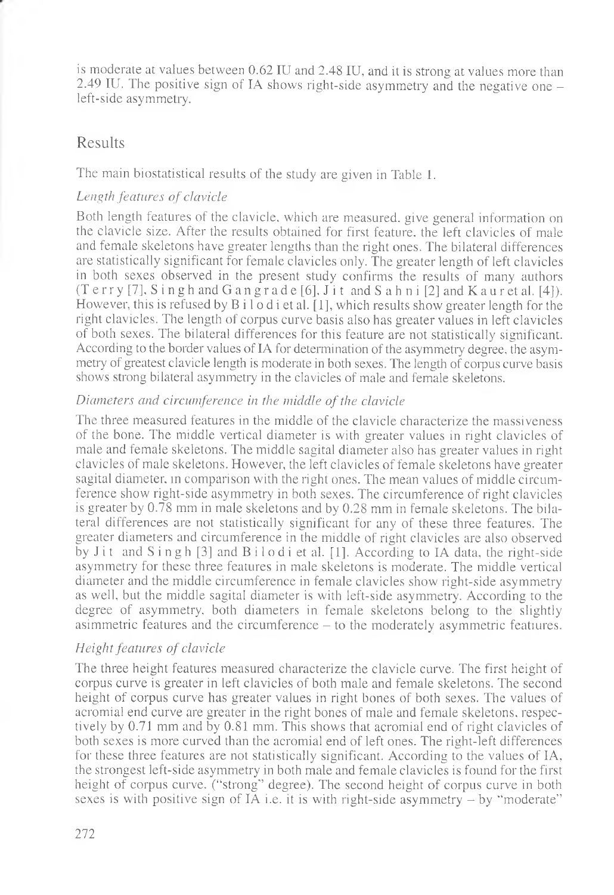is moderate at values between 0.62 IU and 2.48 IU, and it is strong at values more than 2.49 IU. The positive sign of IA shows right-side asymmetry and the negative one – left-side asymmetry.

## Results

The main biostatistical results of the study are given in Table 1.

### *Length features of clavicle*

Both length features of the clavicle, which are measured, give general information on the clavicle size. After the results obtained for first feature, the left clavicles of male and female skeletons have greater lengths than the right ones. The bilateral differences are statistically significant for female clavicles only. The greater length of left clavicles in both sexes observed in the present study confirms the results of many authors (Terry [7], Singh and Gangrade [6], Jit and Sahni [2] and Kaur et al. [4]). However, this is refused by Bilodi et al. [1], which results show greater length for the right clavicles. The length of corpus curve basis also has greater values in left clavicles of both sexes. The bilateral differences for this feature are not statistically significant. According to the border values of IA for determination of the asymmetry degree, the asymmetry of greatest clavicle length is moderate in both sexes. The length of corpus curve basis shows strong bilateral asymmetry in the clavicles of male and female skeletons.

### *Diameters and circumference in the middle of the clavicle*

The three measured features in the middle of the clavicle characterize the massiveness of the bone. The middle vertical diameter is with greater values in right clavicles of male and female skeletons. The middle sagital diameter also has greater values in right clavicles of male skeletons. However, the left clavicles of female skeletons have greater sagital diameter, in comparison with the right ones. The mean values of middle circumference show right-side asymmetry in both sexes. The circumference of right clavicles is greater by 0.78 mm in male skeletons and by 0.28 mm in female skeletons. The bilateral differences are not statistically significant for any of these three features. The greater diameters and circumference in the middle of right clavicles are also observed by Jit and Singh [3] and Bilodi et al. [1]. According to IA data, the right-side asymmetry for these three features in male skeletons is moderate. The middle vertical diameter and the middle circumference in female clavicles show right-side asymmetry as well, but the middle sagital diameter is with left-side asymmetry. According to the degree of asymmetry, both diameters in female skeletons belong to the slightly asimmetric features and the circumference – to the moderately asymmetric featiures.

### *Height features of clavicle*

The three height features measured characterize the clavicle curve. The first height of corpus curve is greater in left clavicles of both male and female skeletons. The second height of corpus curve has greater values in right bones of both sexes. The values of acromial end curve are greater in the right bones of male and female skeletons, respectively by 0.71 mm and by 0.81 mm. This shows that acromial end of right clavicles of both sexes is more curved than the acromial end of left ones. The right-left differences for these three features are not statistically significant. According to the values of IA, the strongest left-side asymmetry in both male and female clavicles is found for the first height of corpus curve. ("strong" degree). The second height of corpus curve in both sexes is with positive sign of IA i.e. it is with right-side asymmetry – by "moderate"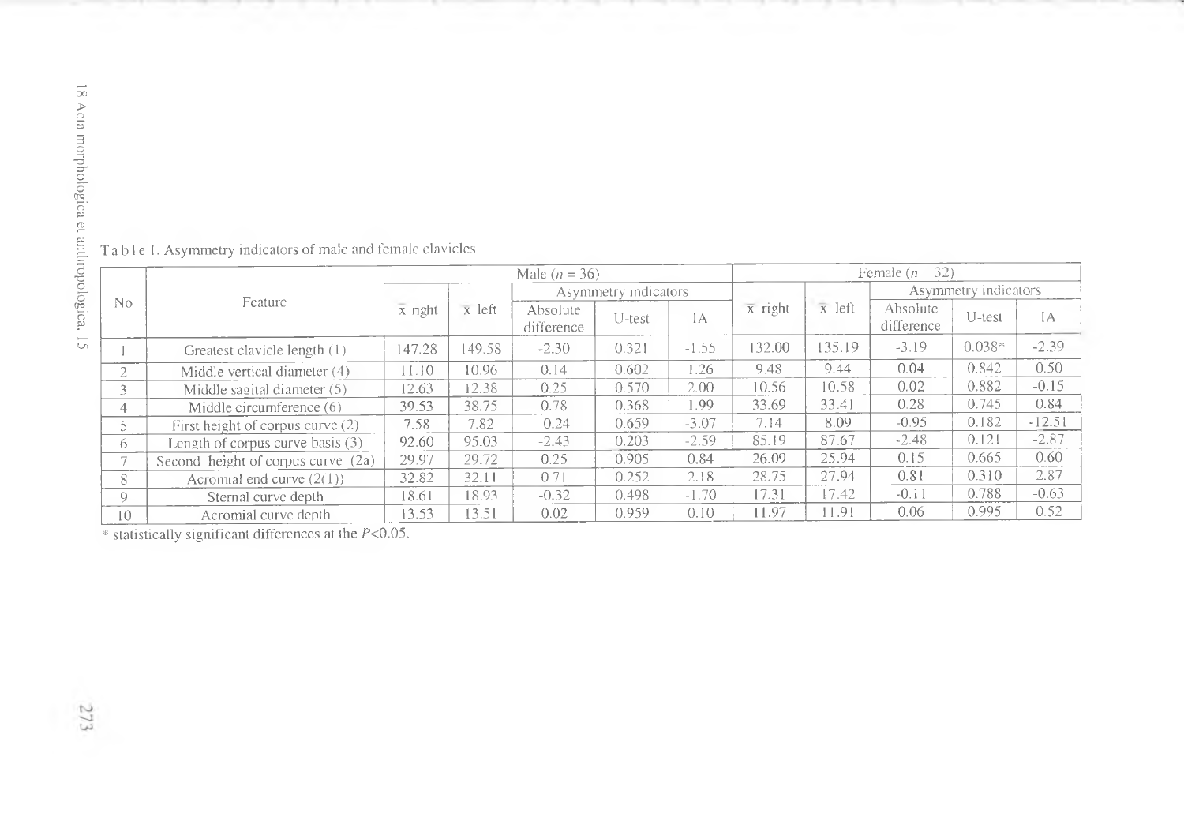Table 1. Asymmetry indicators of male and female clavicles

| No | Feature | Male ($n$ = 36) | | | | | Female ($n$ = 32) | | | | |
|---|---|---|---|---|---|---|---|---|---|---|---|
| | | $\bar{x}$ right | $\bar{x}$ left | Asymmetry indicators | | | $\bar{x}$ right | $\bar{x}$ left | Asymmetry indicators | | |
| | | | | Absolute difference | U-test | IA | | | Absolute difference | U-test | IA |
| 1 | Greatest clavicle length (1) | 147.28 | 149.58 | -2.30 | 0.321 | -1.55 | 132.00 | 135.19 | -3.19 | 0.038* | -2.39 |
| 2 | Middle vertical diameter (4) | 11.10 | 10.96 | 0.14 | 0.602 | 1.26 | 9.48 | 9.44 | 0.04 | 0.842 | 0.50 |
| 3 | Middle sagital diameter (5) | 12.63 | 12.38 | 0.25 | 0.570 | 2.00 | 10.56 | 10.58 | 0.02 | 0.882 | -0.15 |
| 4 | Middle circumference (6) | 39.53 | 38.75 | 0.78 | 0.368 | 1.99 | 33.69 | 33.41 | 0.28 | 0.745 | 0.84 |
| 5 | First height of corpus curve (2) | 7.58 | 7.82 | -0.24 | 0.659 | -3.07 | 7.14 | 8.09 | -0.95 | 0.182 | -12.51 |
| 6 | Length of corpus curve basis (3) | 92.60 | 95.03 | -2.43 | 0.203 | -2.59 | 85.19 | 87.67 | -2.48 | 0.121 | -2.87 |
| 7 | Second height of corpus curve (2a) | 29.97 | 29.72 | 0.25 | 0.905 | 0.84 | 26.09 | 25.94 | 0.15 | 0.665 | 0.60 |
| 8 | Acromial end curve (2(1)) | 32.82 | 32.11 | 0.71 | 0.252 | 2.18 | 28.75 | 27.94 | 0.81 | 0.310 | 2.87 |
| 9 | Sternal curve depth | 18.61 | 18.93 | -0.32 | 0.498 | -1.70 | 17.31 | 17.42 | -0.11 | 0.788 | -0.63 |
| 10 | Acromial curve depth | 13.53 | 13.51 | 0.02 | 0.959 | 0.10 | 11.97 | 11.91 | 0.06 | 0.995 | 0.52 |

* statistically significant differences at the $P$<0.05.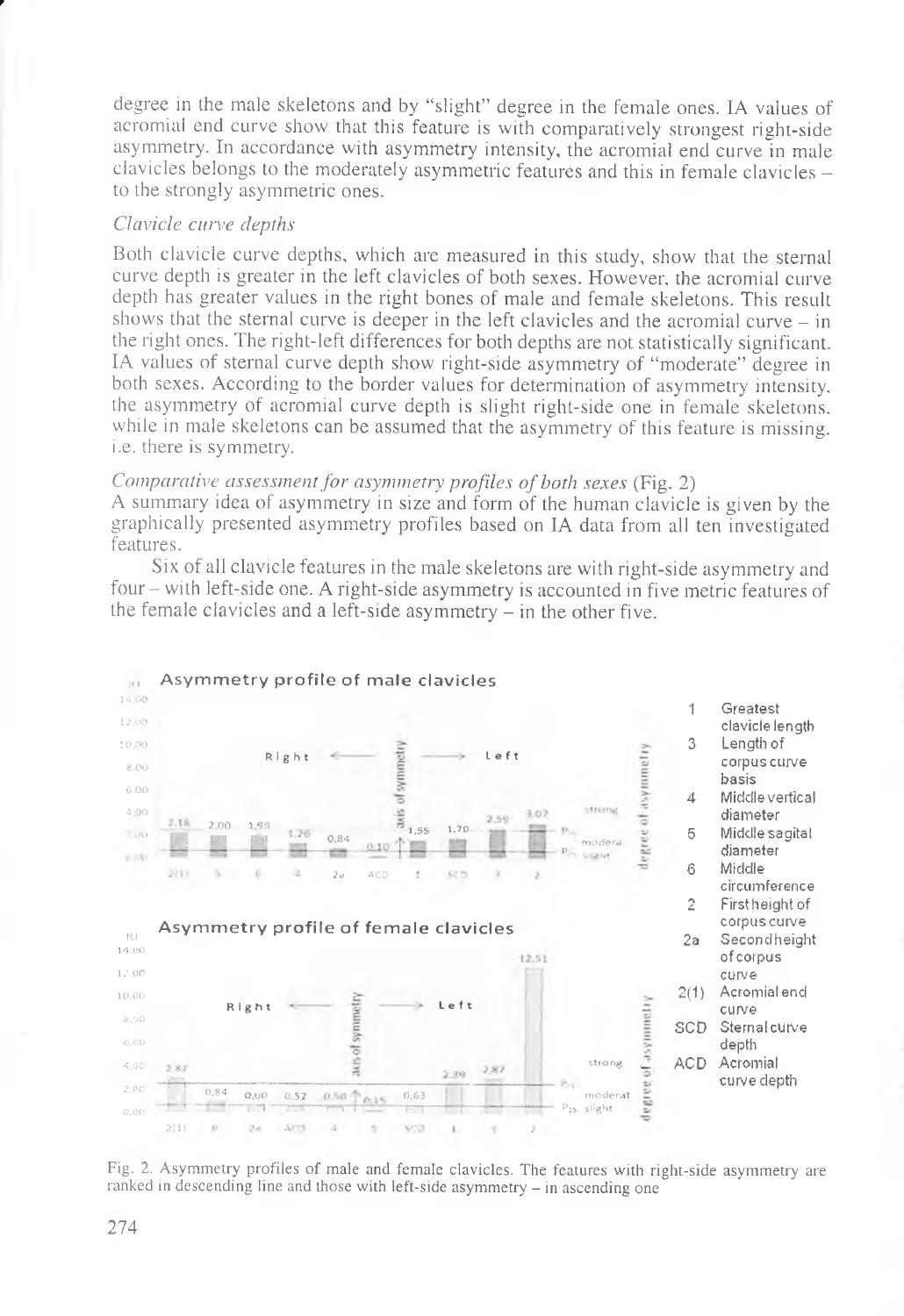degree in the male skeletons and by "slight" degree in the female ones. IA values of acromial end curve show that this feature is with comparatively strongest right-side asymmetry. In accordance with asymmetry intensity, the acromial end curve in male clavicles belongs to the moderately asymmetric features and this in female clavicles – to the strongly asymmetric ones.

*Clavicle curve depths*

Both clavicle curve depths, which are measured in this study, show that the sternal curve depth is greater in the left clavicles of both sexes. However, the acromial curve depth has greater values in the right bones of male and female skeletons. This result shows that the sternal curve is deeper in the left clavicles and the acromial curve – in the right ones. The right-left differences for both depths are not statistically significant. IA values of sternal curve depth show right-side asymmetry of "moderate" degree in both sexes. According to the border values for determination of asymmetry intensity, the asymmetry of acromial curve depth is slight right-side one in female skeletons, while in male skeletons can be assumed that the asymmetry of this feature is missing, i.e. there is symmetry.

*Comparative assessment for asymmetry profiles of both sexes* (Fig. 2)

A summary idea of asymmetry in size and form of the human clavicle is given by the graphically presented asymmetry profiles based on IA data from all ten investigated features.

Six of all clavicle features in the male skeletons are with right-side asymmetry and four – with left-side one. A right-side asymmetry is accounted in five metric features of the female clavicles and a left-side asymmetry – in the other five.

Fig. 2. Asymmetry profiles of male and female clavicles. The features with right-side asymmetry are ranked in descending line and those with left-side asymmetry – in ascending one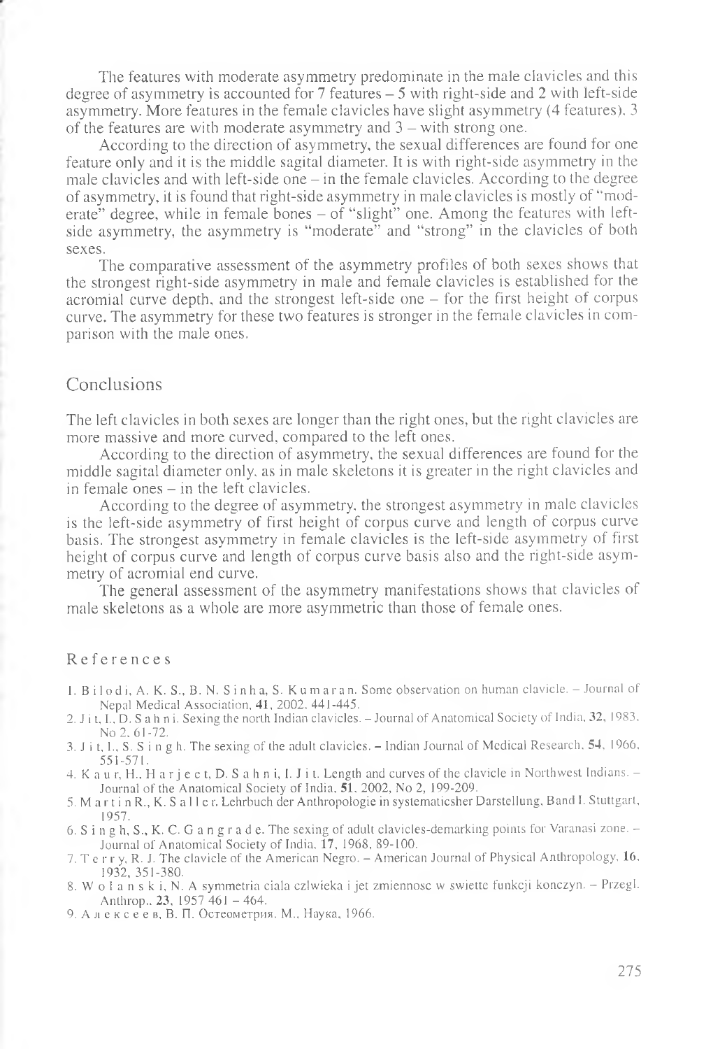The features with moderate asymmetry predominate in the male clavicles and this degree of asymmetry is accounted for 7 features – 5 with right-side and 2 with left-side asymmetry. More features in the female clavicles have slight asymmetry (4 features). 3 of the features are with moderate asymmetry and 3 – with strong one.

According to the direction of asymmetry, the sexual differences are found for one feature only and it is the middle sagital diameter. It is with right-side asymmetry in the male clavicles and with left-side one – in the female clavicles. According to the degree of asymmetry, it is found that right-side asymmetry in male clavicles is mostly of "moderate" degree, while in female bones – of "slight" one. Among the features with left-side asymmetry, the asymmetry is "moderate" and "strong" in the clavicles of both sexes.

The comparative assessment of the asymmetry profiles of both sexes shows that the strongest right-side asymmetry in male and female clavicles is established for the acromial curve depth, and the strongest left-side one – for the first height of corpus curve. The asymmetry for these two features is stronger in the female clavicles in comparison with the male ones.

## Conclusions

The left clavicles in both sexes are longer than the right ones, but the right clavicles are more massive and more curved, compared to the left ones.

According to the direction of asymmetry, the sexual differences are found for the middle sagital diameter only, as in male skeletons it is greater in the right clavicles and in female ones – in the left clavicles.

According to the degree of asymmetry, the strongest asymmetry in male clavicles is the left-side asymmetry of first height of corpus curve and length of corpus curve basis. The strongest asymmetry in female clavicles is the left-side asymmetry of first height of corpus curve and length of corpus curve basis also and the right-side asymmetry of acromial end curve.

The general assessment of the asymmetry manifestations shows that clavicles of male skeletons as a whole are more asymmetric than those of female ones.

### References

1. Bilodi, A. K. S., B. N. Sinha, S. Kumaran. Some observation on human clavicle. – Journal of Nepal Medical Association, **41**, 2002, 441-445.
2. Jit, I., D. Sahni. Sexing the north Indian clavicles. – Journal of Anatomical Society of India, **32**, 1983, No 2, 61-72.
3. Jit, I., S. Singh. The sexing of the adult clavicles. – Indian Journal of Medical Research, **54**, 1966, 551-571.
4. Kaur, H., Harjeet, D. Sahni, I. Jit. Length and curves of the clavicle in Northwest Indians. – Journal of the Anatomical Society of India, **51**, 2002, No 2, 199-209.
5. Martin R., K. Saller. Lehrbuch der Anthropologie in systematicsher Darstellung, Band I. Stuttgart, 1957.
6. Singh, S., K. C. Gangrade. The sexing of adult clavicles-demarking points for Varanasi zone. – Journal of Anatomical Society of India, **17**, 1968, 89-100.
7. Terry, R. J. The clavicle of the American Negro. – American Journal of Physical Anthropology, **16**, 1932, 351-380.
8. Wolanski, N. A symmetria ciala czlwieka i jet zmiennosc w swiette funkcji konczyn. – Przegl. Anthrop., **23**, 1957 461 – 464.
9. Алексеев, В. П. Остеометрия. М., Наука, 1966.